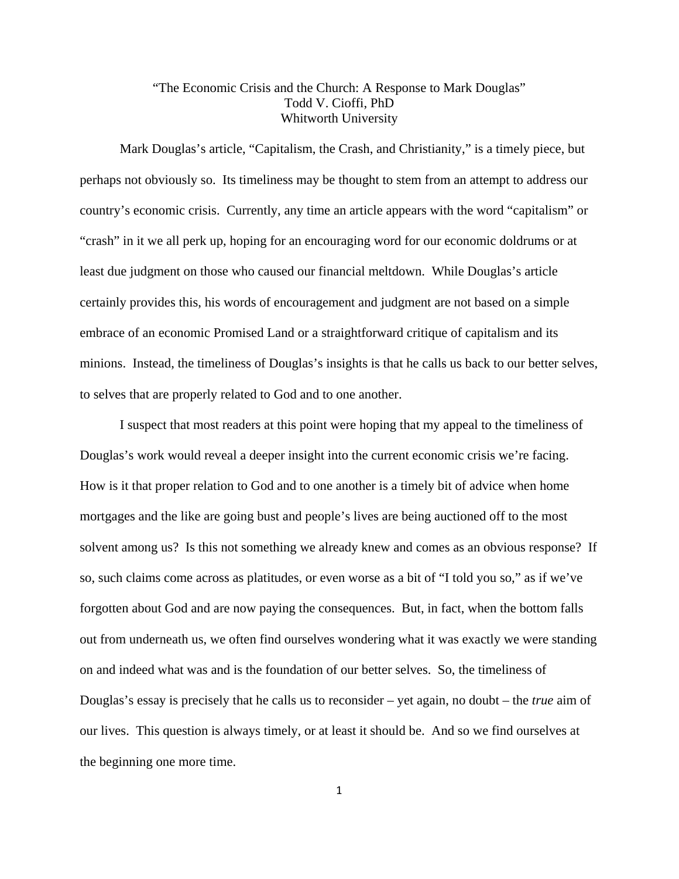"The Economic Crisis and the Church: A Response to Mark Douglas"

Todd V. Cioffi, PhD

Whitworth University

Mark Douglas's article, "Capitalism, the Crash, and Christianity," is a timely piece, but perhaps not obviously so. Its timeliness may be thought to stem from an attempt to address our country's economic crisis. Currently, any time an article appears with the word "capitalism" or "crash" in it we all perk up, hoping for an encouraging word for our economic doldrums or at least due judgment on those who caused our financial meltdown. While Douglas's article certainly provides this, his words of encouragement and judgment are not based on a simple embrace of an economic Promised Land or a straightforward critique of capitalism and its minions. Instead, the timeliness of Douglas's insights is that he calls us back to our better selves, to selves that are properly related to God and to one another.

I suspect that most readers at this point were hoping that my appeal to the timeliness of Douglas's work would reveal a deeper insight into the current economic crisis we're facing. How is it that proper relation to God and to one another is a timely bit of advice when home mortgages and the like are going bust and people's lives are being auctioned off to the most solvent among us? Is this not something we already knew and comes as an obvious response? If so, such claims come across as platitudes, or even worse as a bit of "I told you so," as if we've forgotten about God and are now paying the consequences. But, in fact, when the bottom falls out from underneath us, we often find ourselves wondering what it was exactly we were standing on and indeed what was and is the foundation of our better selves. So, the timeliness of Douglas's essay is precisely that he calls us to reconsider – yet again, no doubt – the *true* aim of our lives. This question is always timely, or at least it should be. And so we find ourselves at the beginning one more time.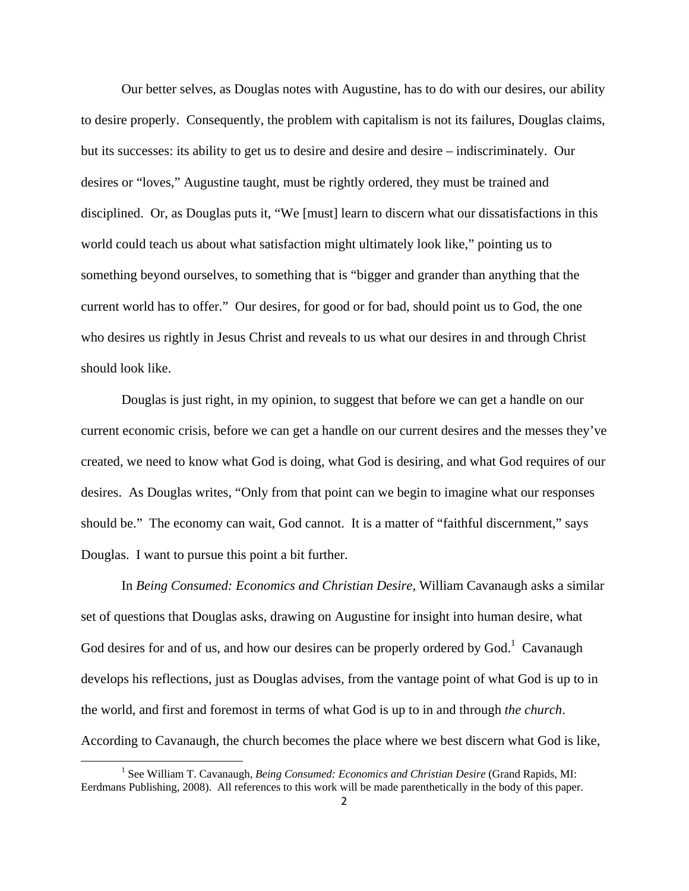Our better selves, as Douglas notes with Augustine, has to do with our desires, our ability to desire properly. Consequently, the problem with capitalism is not its failures, Douglas claims, but its successes: its ability to get us to desire and desire and desire – indiscriminately. Our desires or "loves," Augustine taught, must be rightly ordered, they must be trained and disciplined. Or, as Douglas puts it, "We [must] learn to discern what our dissatisfactions in this world could teach us about what satisfaction might ultimately look like," pointing us to something beyond ourselves, to something that is "bigger and grander than anything that the current world has to offer." Our desires, for good or for bad, should point us to God, the one who desires us rightly in Jesus Christ and reveals to us what our desires in and through Christ should look like.

Douglas is just right, in my opinion, to suggest that before we can get a handle on our current economic crisis, before we can get a handle on our current desires and the messes they've created, we need to know what God is doing, what God is desiring, and what God requires of our desires. As Douglas writes, "Only from that point can we begin to imagine what our responses should be." The economy can wait, God cannot. It is a matter of "faithful discernment," says Douglas. I want to pursue this point a bit further.

In *Being Consumed: Economics and Christian Desire*, William Cavanaugh asks a similar set of questions that Douglas asks, drawing on Augustine for insight into human desire, what God desires for and of us, and how our desires can be properly ordered by God.[1] Cavanaugh develops his reflections, just as Douglas advises, from the vantage point of what God is up to in the world, and first and foremost in terms of what God is up to in and through *the church*. According to Cavanaugh, the church becomes the place where we best discern what God is like,

[1] See William T. Cavanaugh, *Being Consumed: Economics and Christian Desire* (Grand Rapids, MI: Eerdmans Publishing, 2008). All references to this work will be made parenthetically in the body of this paper.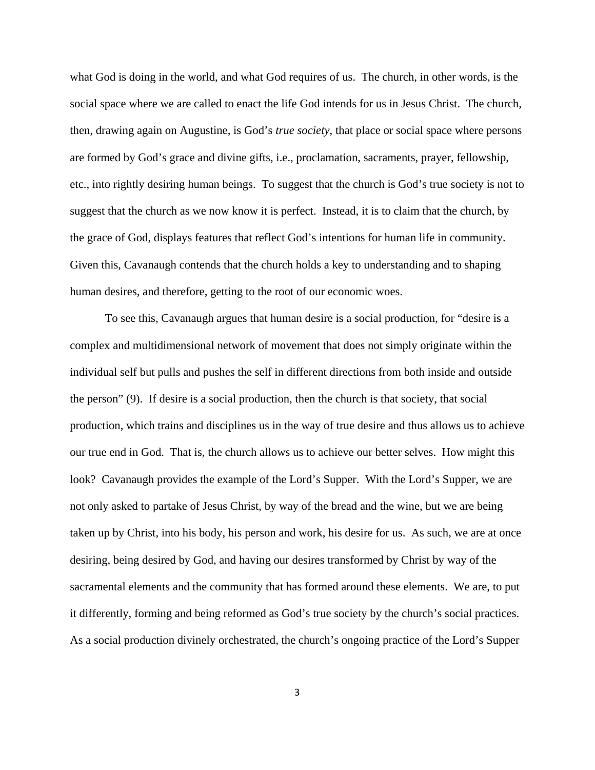what God is doing in the world, and what God requires of us. The church, in other words, is the social space where we are called to enact the life God intends for us in Jesus Christ. The church, then, drawing again on Augustine, is God's *true society*, that place or social space where persons are formed by God's grace and divine gifts, i.e., proclamation, sacraments, prayer, fellowship, etc., into rightly desiring human beings. To suggest that the church is God's true society is not to suggest that the church as we now know it is perfect. Instead, it is to claim that the church, by the grace of God, displays features that reflect God's intentions for human life in community. Given this, Cavanaugh contends that the church holds a key to understanding and to shaping human desires, and therefore, getting to the root of our economic woes.

To see this, Cavanaugh argues that human desire is a social production, for "desire is a complex and multidimensional network of movement that does not simply originate within the individual self but pulls and pushes the self in different directions from both inside and outside the person" (9). If desire is a social production, then the church is that society, that social production, which trains and disciplines us in the way of true desire and thus allows us to achieve our true end in God. That is, the church allows us to achieve our better selves. How might this look? Cavanaugh provides the example of the Lord's Supper. With the Lord's Supper, we are not only asked to partake of Jesus Christ, by way of the bread and the wine, but we are being taken up by Christ, into his body, his person and work, his desire for us. As such, we are at once desiring, being desired by God, and having our desires transformed by Christ by way of the sacramental elements and the community that has formed around these elements. We are, to put it differently, forming and being reformed as God's true society by the church's social practices. As a social production divinely orchestrated, the church's ongoing practice of the Lord's Supper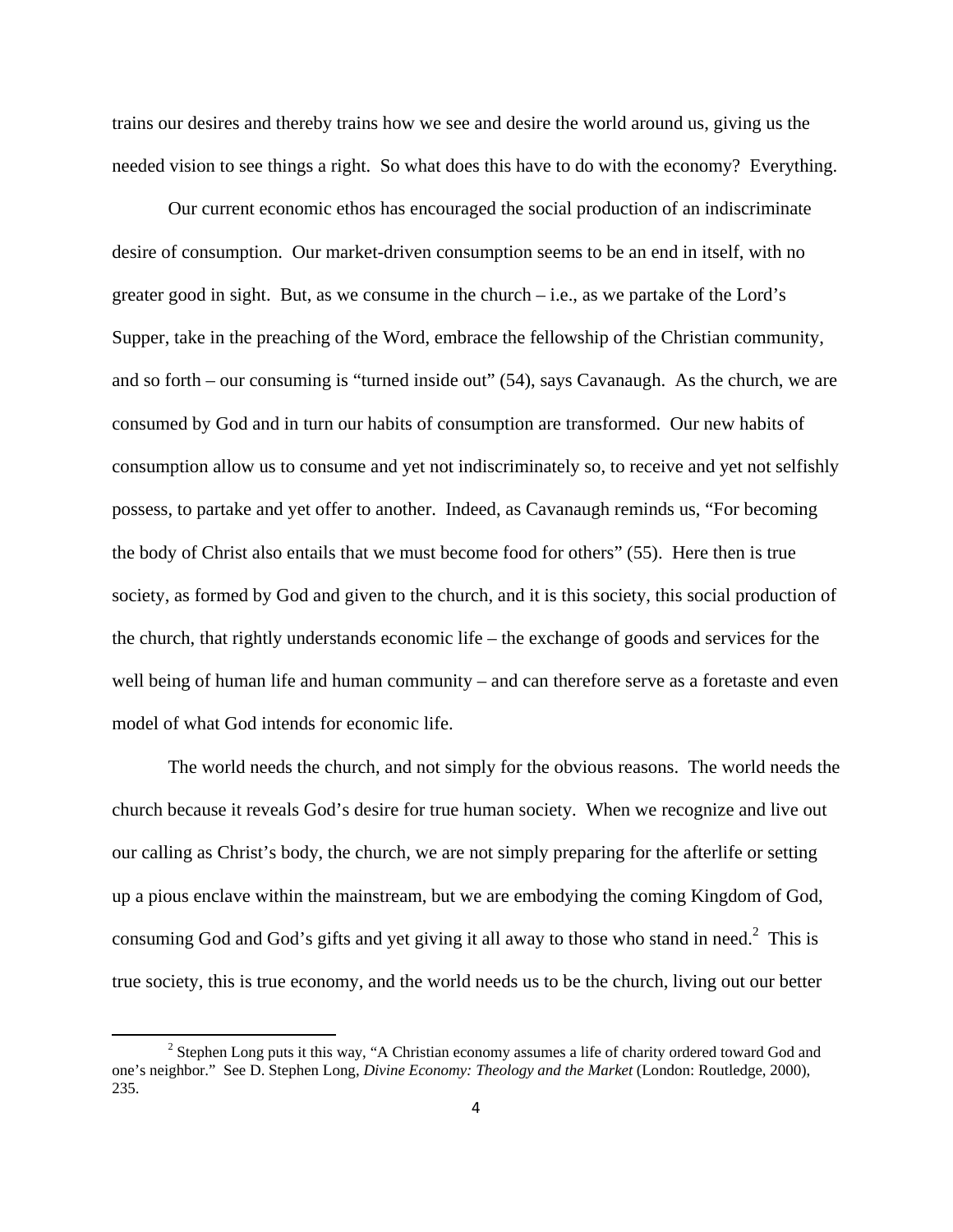trains our desires and thereby trains how we see and desire the world around us, giving us the needed vision to see things a right. So what does this have to do with the economy? Everything.

Our current economic ethos has encouraged the social production of an indiscriminate desire of consumption. Our market-driven consumption seems to be an end in itself, with no greater good in sight. But, as we consume in the church – i.e., as we partake of the Lord's Supper, take in the preaching of the Word, embrace the fellowship of the Christian community, and so forth – our consuming is "turned inside out" (54), says Cavanaugh. As the church, we are consumed by God and in turn our habits of consumption are transformed. Our new habits of consumption allow us to consume and yet not indiscriminately so, to receive and yet not selfishly possess, to partake and yet offer to another. Indeed, as Cavanaugh reminds us, "For becoming the body of Christ also entails that we must become food for others" (55). Here then is true society, as formed by God and given to the church, and it is this society, this social production of the church, that rightly understands economic life – the exchange of goods and services for the well being of human life and human community – and can therefore serve as a foretaste and even model of what God intends for economic life.

The world needs the church, and not simply for the obvious reasons. The world needs the church because it reveals God's desire for true human society. When we recognize and live out our calling as Christ's body, the church, we are not simply preparing for the afterlife or setting up a pious enclave within the mainstream, but we are embodying the coming Kingdom of God, consuming God and God's gifts and yet giving it all away to those who stand in need.[2] This is true society, this is true economy, and the world needs us to be the church, living out our better

---

[2] Stephen Long puts it this way, "A Christian economy assumes a life of charity ordered toward God and one's neighbor." See D. Stephen Long, *Divine Economy: Theology and the Market* (London: Routledge, 2000), 235.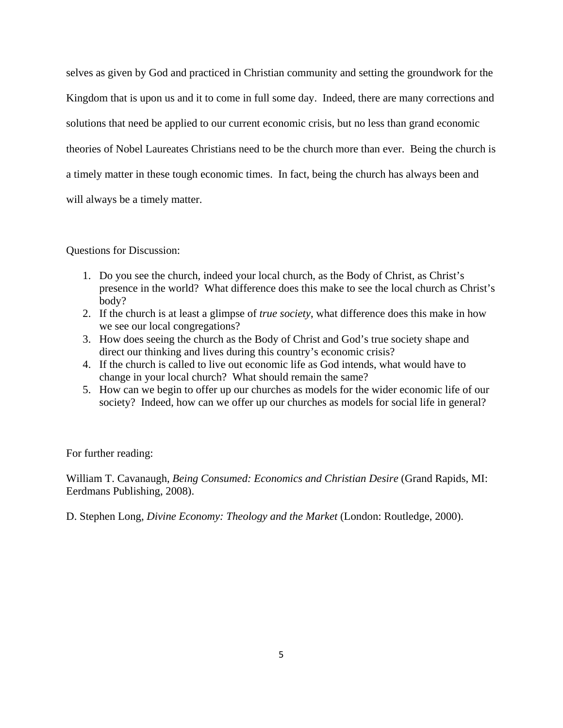selves as given by God and practiced in Christian community and setting the groundwork for the Kingdom that is upon us and it to come in full some day. Indeed, there are many corrections and solutions that need be applied to our current economic crisis, but no less than grand economic theories of Nobel Laureates Christians need to be the church more than ever. Being the church is a timely matter in these tough economic times. In fact, being the church has always been and will always be a timely matter.

Questions for Discussion:

1. Do you see the church, indeed your local church, as the Body of Christ, as Christ's presence in the world? What difference does this make to see the local church as Christ's body?
2. If the church is at least a glimpse of *true society*, what difference does this make in how we see our local congregations?
3. How does seeing the church as the Body of Christ and God's true society shape and direct our thinking and lives during this country's economic crisis?
4. If the church is called to live out economic life as God intends, what would have to change in your local church? What should remain the same?
5. How can we begin to offer up our churches as models for the wider economic life of our society? Indeed, how can we offer up our churches as models for social life in general?

For further reading:

William T. Cavanaugh, *Being Consumed: Economics and Christian Desire* (Grand Rapids, MI: Eerdmans Publishing, 2008).

D. Stephen Long, *Divine Economy: Theology and the Market* (London: Routledge, 2000).